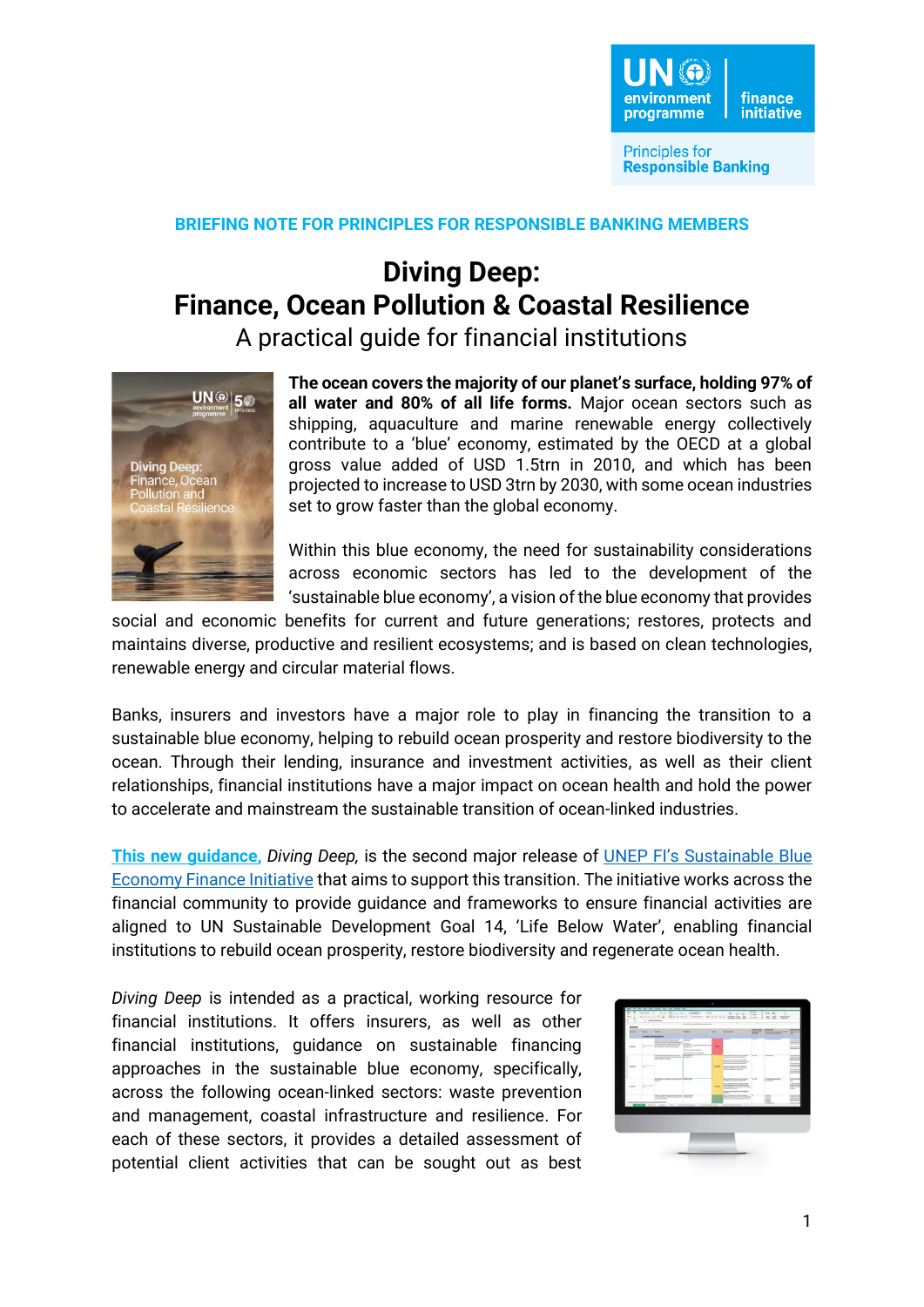BRIEFING NOTE FOR PRINCIPLES FOR RESPONSIBLE BANKING MEMBERS

# Diving Deep: Finance, Ocean Pollution & Coastal Resilience

## A practical guide for financial institutions

**The ocean covers the majority of our planet's surface, holding 97% of all water and 80% of all life forms.** Major ocean sectors such as shipping, aquaculture and marine renewable energy collectively contribute to a 'blue' economy, estimated by the OECD at a global gross value added of USD 1.5trn in 2010, and which has been projected to increase to USD 3trn by 2030, with some ocean industries set to grow faster than the global economy.

Within this blue economy, the need for sustainability considerations across economic sectors has led to the development of the 'sustainable blue economy', a vision of the blue economy that provides social and economic benefits for current and future generations; restores, protects and maintains diverse, productive and resilient ecosystems; and is based on clean technologies, renewable energy and circular material flows.

Banks, insurers and investors have a major role to play in financing the transition to a sustainable blue economy, helping to rebuild ocean prosperity and restore biodiversity to the ocean. Through their lending, insurance and investment activities, as well as their client relationships, financial institutions have a major impact on ocean health and hold the power to accelerate and mainstream the sustainable transition of ocean-linked industries.

**This new guidance,** *Diving Deep,* is the second major release of UNEP FI's Sustainable Blue Economy Finance Initiative that aims to support this transition. The initiative works across the financial community to provide guidance and frameworks to ensure financial activities are aligned to UN Sustainable Development Goal 14, 'Life Below Water', enabling financial institutions to rebuild ocean prosperity, restore biodiversity and regenerate ocean health.

*Diving Deep* is intended as a practical, working resource for financial institutions. It offers insurers, as well as other financial institutions, guidance on sustainable financing approaches in the sustainable blue economy, specifically, across the following ocean-linked sectors: waste prevention and management, coastal infrastructure and resilience. For each of these sectors, it provides a detailed assessment of potential client activities that can be sought out as best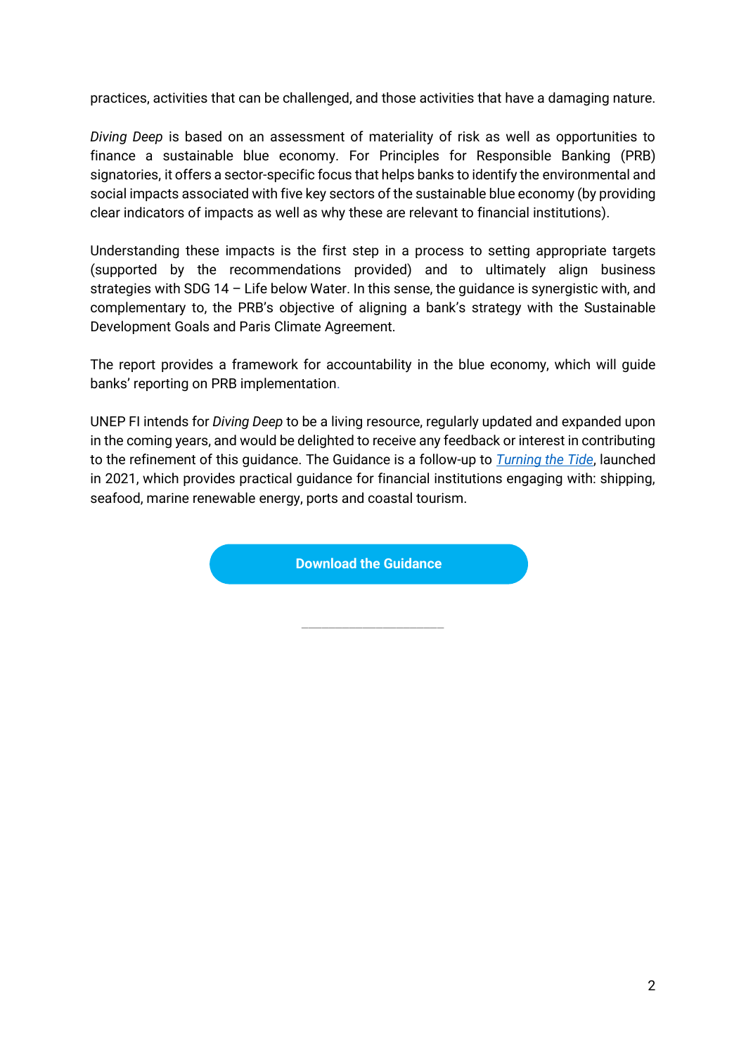practices, activities that can be challenged, and those activities that have a damaging nature.

*Diving Deep* is based on an assessment of materiality of risk as well as opportunities to finance a sustainable blue economy. For Principles for Responsible Banking (PRB) signatories, it offers a sector-specific focus that helps banks to identify the environmental and social impacts associated with five key sectors of the sustainable blue economy (by providing clear indicators of impacts as well as why these are relevant to financial institutions).

Understanding these impacts is the first step in a process to setting appropriate targets (supported by the recommendations provided) and to ultimately align business strategies with SDG 14 – Life below Water. In this sense, the guidance is synergistic with, and complementary to, the PRB's objective of aligning a bank's strategy with the Sustainable Development Goals and Paris Climate Agreement.

The report provides a framework for accountability in the blue economy, which will guide banks' reporting on PRB implementation.

UNEP FI intends for *Diving Deep* to be a living resource, regularly updated and expanded upon in the coming years, and would be delighted to receive any feedback or interest in contributing to the refinement of this guidance. The Guidance is a follow-up to *Turning the Tide*, launched in 2021, which provides practical guidance for financial institutions engaging with: shipping, seafood, marine renewable energy, ports and coastal tourism.

**Download the Guidance**

---